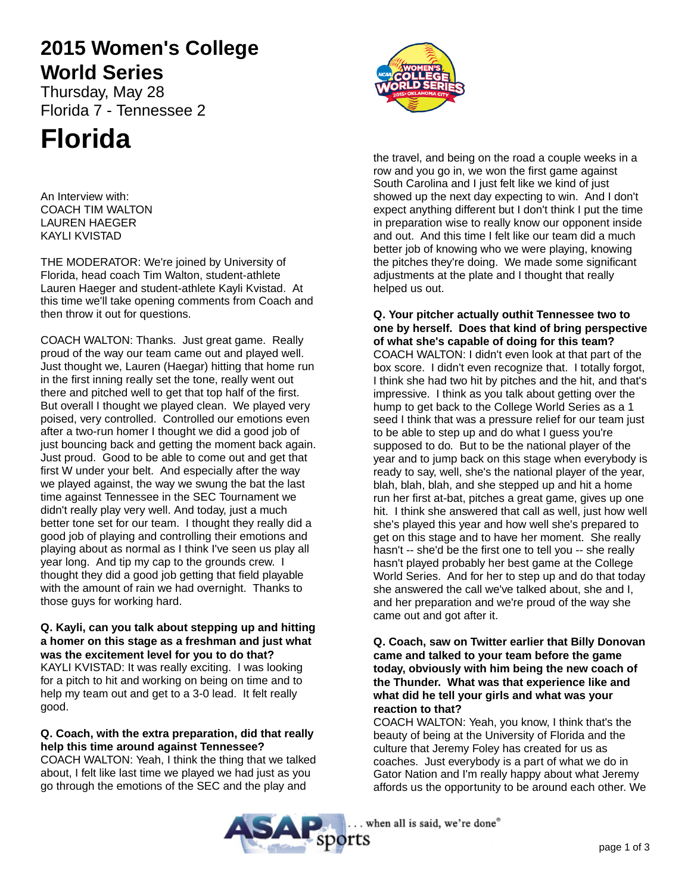# 2015 Women's College World Series

Thursday, May 28

Florida 7 - Tennessee 2

# Florida

An Interview with:
COACH TIM WALTON
LAUREN HAEGER
KAYLI KVISTAD

THE MODERATOR: We're joined by University of Florida, head coach Tim Walton, student-athlete Lauren Haeger and student-athlete Kayli Kvistad. At this time we'll take opening comments from Coach and then throw it out for questions.

COACH WALTON: Thanks. Just great game. Really proud of the way our team came out and played well. Just thought we, Lauren (Haegar) hitting that home run in the first inning really set the tone, really went out there and pitched well to get that top half of the first. But overall I thought we played clean. We played very poised, very controlled. Controlled our emotions even after a two-run homer I thought we did a good job of just bouncing back and getting the moment back again. Just proud. Good to be able to come out and get that first W under your belt. And especially after the way we played against, the way we swung the bat the last time against Tennessee in the SEC Tournament we didn't really play very well. And today, just a much better tone set for our team. I thought they really did a good job of playing and controlling their emotions and playing about as normal as I think I've seen us play all year long. And tip my cap to the grounds crew. I thought they did a good job getting that field playable with the amount of rain we had overnight. Thanks to those guys for working hard.

**Q. Kayli, can you talk about stepping up and hitting a homer on this stage as a freshman and just what was the excitement level for you to do that?**

KAYLI KVISTAD: It was really exciting. I was looking for a pitch to hit and working on being on time and to help my team out and get to a 3-0 lead. It felt really good.

**Q. Coach, with the extra preparation, did that really help this time around against Tennessee?**

COACH WALTON: Yeah, I think the thing that we talked about, I felt like last time we played we had just as you go through the emotions of the SEC and the play and the travel, and being on the road a couple weeks in a row and you go in, we won the first game against South Carolina and I just felt like we kind of just showed up the next day expecting to win. And I don't expect anything different but I don't think I put the time in preparation wise to really know our opponent inside and out. And this time I felt like our team did a much better job of knowing who we were playing, knowing the pitches they're doing. We made some significant adjustments at the plate and I thought that really helped us out.

**Q. Your pitcher actually outhit Tennessee two to one by herself. Does that kind of bring perspective of what she's capable of doing for this team?**

COACH WALTON: I didn't even look at that part of the box score. I didn't even recognize that. I totally forgot, I think she had two hit by pitches and the hit, and that's impressive. I think as you talk about getting over the hump to get back to the College World Series as a 1 seed I think that was a pressure relief for our team just to be able to step up and do what I guess you're supposed to do. But to be the national player of the year and to jump back on this stage when everybody is ready to say, well, she's the national player of the year, blah, blah, blah, and she stepped up and hit a home run her first at-bat, pitches a great game, gives up one hit. I think she answered that call as well, just how well she's played this year and how well she's prepared to get on this stage and to have her moment. She really hasn't -- she'd be the first one to tell you -- she really hasn't played probably her best game at the College World Series. And for her to step up and do that today she answered the call we've talked about, she and I, and her preparation and we're proud of the way she came out and got after it.

**Q. Coach, saw on Twitter earlier that Billy Donovan came and talked to your team before the game today, obviously with him being the new coach of the Thunder. What was that experience like and what did he tell your girls and what was your reaction to that?**

COACH WALTON: Yeah, you know, I think that's the beauty of being at the University of Florida and the culture that Jeremy Foley has created for us as coaches. Just everybody is a part of what we do in Gator Nation and I'm really happy about what Jeremy affords us the opportunity to be around each other. We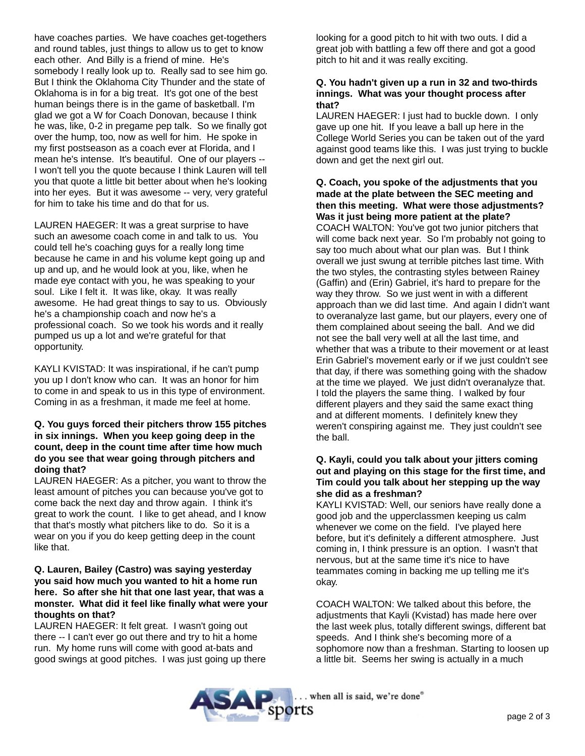have coaches parties. We have coaches get-togethers and round tables, just things to allow us to get to know each other. And Billy is a friend of mine. He's somebody I really look up to. Really sad to see him go. But I think the Oklahoma City Thunder and the state of Oklahoma is in for a big treat. It's got one of the best human beings there is in the game of basketball. I'm glad we got a W for Coach Donovan, because I think he was, like, 0-2 in pregame pep talk. So we finally got over the hump, too, now as well for him. He spoke in my first postseason as a coach ever at Florida, and I mean he's intense. It's beautiful. One of our players -- I won't tell you the quote because I think Lauren will tell you that quote a little bit better about when he's looking into her eyes. But it was awesome -- very, very grateful for him to take his time and do that for us.

LAUREN HAEGER: It was a great surprise to have such an awesome coach come in and talk to us. You could tell he's coaching guys for a really long time because he came in and his volume kept going up and up and up, and he would look at you, like, when he made eye contact with you, he was speaking to your soul. Like I felt it. It was like, okay. It was really awesome. He had great things to say to us. Obviously he's a championship coach and now he's a professional coach. So we took his words and it really pumped us up a lot and we're grateful for that opportunity.

KAYLI KVISTAD: It was inspirational, if he can't pump you up I don't know who can. It was an honor for him to come in and speak to us in this type of environment. Coming in as a freshman, it made me feel at home.

**Q. You guys forced their pitchers throw 155 pitches in six innings. When you keep going deep in the count, deep in the count time after time how much do you see that wear going through pitchers and doing that?**

LAUREN HAEGER: As a pitcher, you want to throw the least amount of pitches you can because you've got to come back the next day and throw again. I think it's great to work the count. I like to get ahead, and I know that that's mostly what pitchers like to do. So it is a wear on you if you do keep getting deep in the count like that.

**Q. Lauren, Bailey (Castro) was saying yesterday you said how much you wanted to hit a home run here. So after she hit that one last year, that was a monster. What did it feel like finally what were your thoughts on that?**

LAUREN HAEGER: It felt great. I wasn't going out there -- I can't ever go out there and try to hit a home run. My home runs will come with good at-bats and good swings at good pitches. I was just going up there looking for a good pitch to hit with two outs. I did a great job with battling a few off there and got a good pitch to hit and it was really exciting.

**Q. You hadn't given up a run in 32 and two-thirds innings. What was your thought process after that?**

LAUREN HAEGER: I just had to buckle down. I only gave up one hit. If you leave a ball up here in the College World Series you can be taken out of the yard against good teams like this. I was just trying to buckle down and get the next girl out.

**Q. Coach, you spoke of the adjustments that you made at the plate between the SEC meeting and then this meeting. What were those adjustments? Was it just being more patient at the plate?**

COACH WALTON: You've got two junior pitchers that will come back next year. So I'm probably not going to say too much about what our plan was. But I think overall we just swung at terrible pitches last time. With the two styles, the contrasting styles between Rainey (Gaffin) and (Erin) Gabriel, it's hard to prepare for the way they throw. So we just went in with a different approach than we did last time. And again I didn't want to overanalyze last game, but our players, every one of them complained about seeing the ball. And we did not see the ball very well at all the last time, and whether that was a tribute to their movement or at least Erin Gabriel's movement early or if we just couldn't see that day, if there was something going with the shadow at the time we played. We just didn't overanalyze that. I told the players the same thing. I walked by four different players and they said the same exact thing and at different moments. I definitely knew they weren't conspiring against me. They just couldn't see the ball.

**Q. Kayli, could you talk about your jitters coming out and playing on this stage for the first time, and Tim could you talk about her stepping up the way she did as a freshman?**

KAYLI KVISTAD: Well, our seniors have really done a good job and the upperclassmen keeping us calm whenever we come on the field. I've played here before, but it's definitely a different atmosphere. Just coming in, I think pressure is an option. I wasn't that nervous, but at the same time it's nice to have teammates coming in backing me up telling me it's okay.

COACH WALTON: We talked about this before, the adjustments that Kayli (Kvistad) has made here over the last week plus, totally different swings, different bat speeds. And I think she's becoming more of a sophomore now than a freshman. Starting to loosen up a little bit. Seems her swing is actually in a much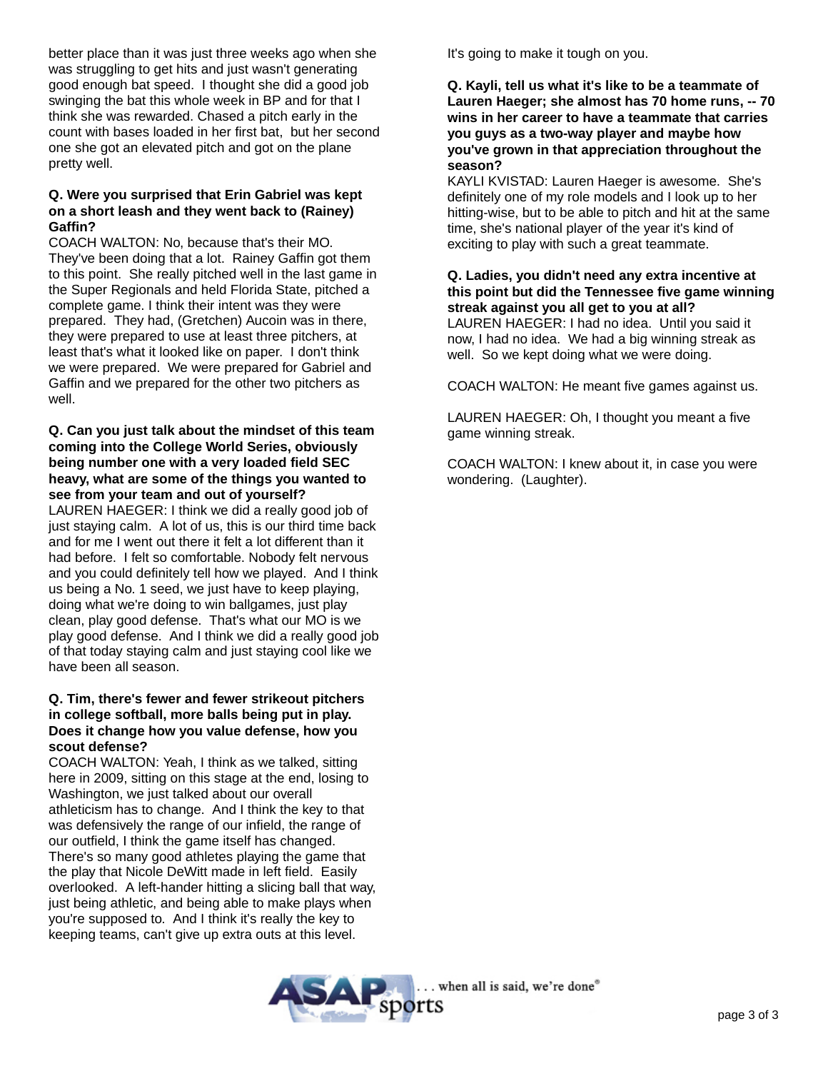better place than it was just three weeks ago when she was struggling to get hits and just wasn't generating good enough bat speed. I thought she did a good job swinging the bat this whole week in BP and for that I think she was rewarded. Chased a pitch early in the count with bases loaded in her first bat, but her second one she got an elevated pitch and got on the plane pretty well.

**Q. Were you surprised that Erin Gabriel was kept on a short leash and they went back to (Rainey) Gaffin?**

COACH WALTON: No, because that's their MO. They've been doing that a lot. Rainey Gaffin got them to this point. She really pitched well in the last game in the Super Regionals and held Florida State, pitched a complete game. I think their intent was they were prepared. They had, (Gretchen) Aucoin was in there, they were prepared to use at least three pitchers, at least that's what it looked like on paper. I don't think we were prepared. We were prepared for Gabriel and Gaffin and we prepared for the other two pitchers as well.

**Q. Can you just talk about the mindset of this team coming into the College World Series, obviously being number one with a very loaded field SEC heavy, what are some of the things you wanted to see from your team and out of yourself?**

LAUREN HAEGER: I think we did a really good job of just staying calm. A lot of us, this is our third time back and for me I went out there it felt a lot different than it had before. I felt so comfortable. Nobody felt nervous and you could definitely tell how we played. And I think us being a No. 1 seed, we just have to keep playing, doing what we're doing to win ballgames, just play clean, play good defense. That's what our MO is we play good defense. And I think we did a really good job of that today staying calm and just staying cool like we have been all season.

**Q. Tim, there's fewer and fewer strikeout pitchers in college softball, more balls being put in play. Does it change how you value defense, how you scout defense?**

COACH WALTON: Yeah, I think as we talked, sitting here in 2009, sitting on this stage at the end, losing to Washington, we just talked about our overall athleticism has to change. And I think the key to that was defensively the range of our infield, the range of our outfield, I think the game itself has changed. There's so many good athletes playing the game that the play that Nicole DeWitt made in left field. Easily overlooked. A left-hander hitting a slicing ball that way, just being athletic, and being able to make plays when you're supposed to. And I think it's really the key to keeping teams, can't give up extra outs at this level. It's going to make it tough on you.

**Q. Kayli, tell us what it's like to be a teammate of Lauren Haeger; she almost has 70 home runs, -- 70 wins in her career to have a teammate that carries you guys as a two-way player and maybe how you've grown in that appreciation throughout the season?**

KAYLI KVISTAD: Lauren Haeger is awesome. She's definitely one of my role models and I look up to her hitting-wise, but to be able to pitch and hit at the same time, she's national player of the year it's kind of exciting to play with such a great teammate.

**Q. Ladies, you didn't need any extra incentive at this point but did the Tennessee five game winning streak against you all get to you at all?**

LAUREN HAEGER: I had no idea. Until you said it now, I had no idea. We had a big winning streak as well. So we kept doing what we were doing.

COACH WALTON: He meant five games against us.

LAUREN HAEGER: Oh, I thought you meant a five game winning streak.

COACH WALTON: I knew about it, in case you were wondering. (Laughter).

. . . when all is said, we're done®